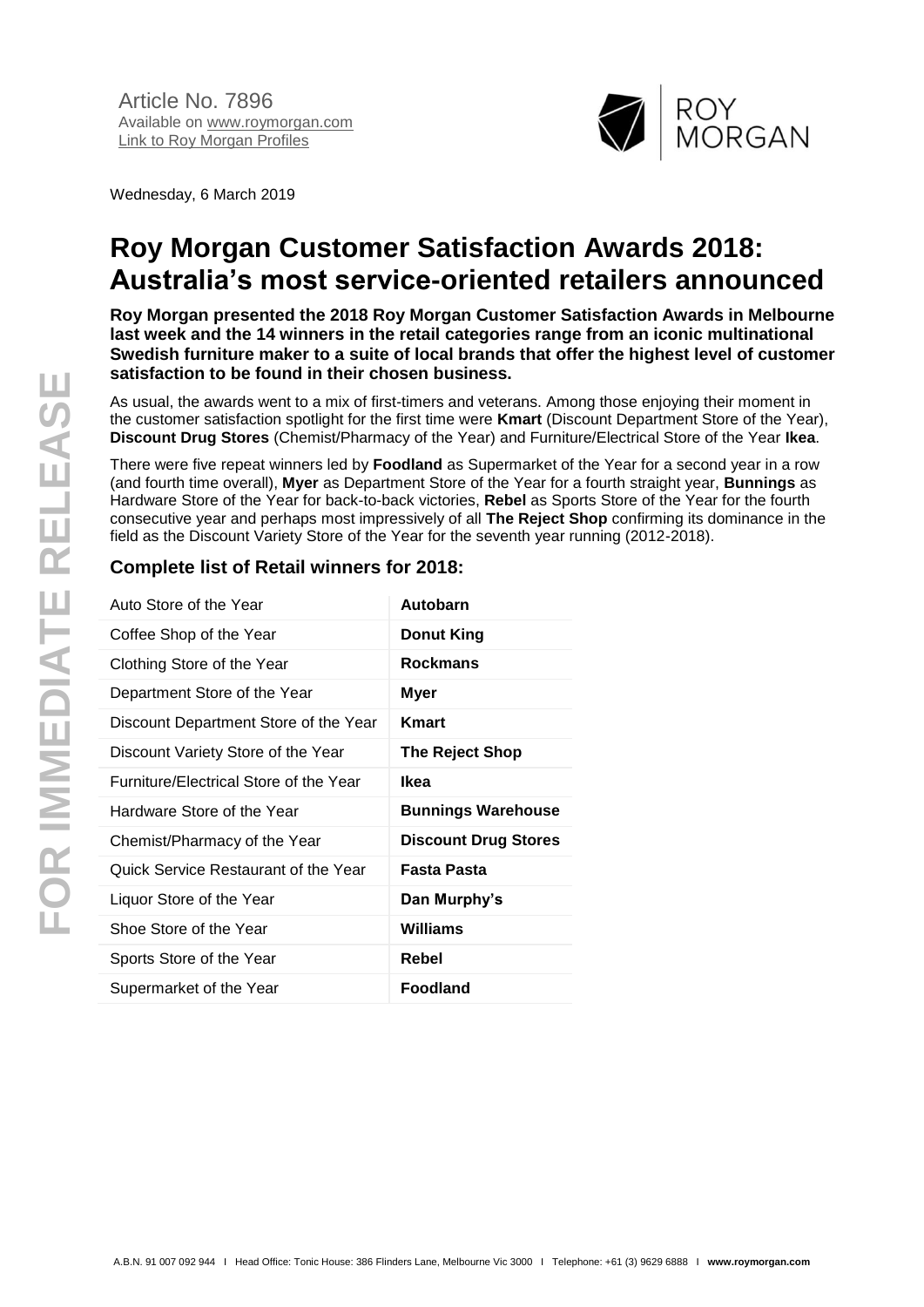Article No. 7896
Available on www.roymorgan.com
Link to Roy Morgan Profiles

Wednesday, 6 March 2019

# Roy Morgan Customer Satisfaction Awards 2018: Australia's most service-oriented retailers announced

**Roy Morgan presented the 2018 Roy Morgan Customer Satisfaction Awards in Melbourne last week and the 14 winners in the retail categories range from an iconic multinational Swedish furniture maker to a suite of local brands that offer the highest level of customer satisfaction to be found in their chosen business.**

As usual, the awards went to a mix of first-timers and veterans. Among those enjoying their moment in the customer satisfaction spotlight for the first time were **Kmart** (Discount Department Store of the Year), **Discount Drug Stores** (Chemist/Pharmacy of the Year) and Furniture/Electrical Store of the Year **Ikea**.

There were five repeat winners led by **Foodland** as Supermarket of the Year for a second year in a row (and fourth time overall), **Myer** as Department Store of the Year for a fourth straight year, **Bunnings** as Hardware Store of the Year for back-to-back victories, **Rebel** as Sports Store of the Year for the fourth consecutive year and perhaps most impressively of all **The Reject Shop** confirming its dominance in the field as the Discount Variety Store of the Year for the seventh year running (2012-2018).

## Complete list of Retail winners for 2018:

| Category | Winner |
|---|---|
| Auto Store of the Year | **Autobarn** |
| Coffee Shop of the Year | **Donut King** |
| Clothing Store of the Year | **Rockmans** |
| Department Store of the Year | **Myer** |
| Discount Department Store of the Year | **Kmart** |
| Discount Variety Store of the Year | **The Reject Shop** |
| Furniture/Electrical Store of the Year | **Ikea** |
| Hardware Store of the Year | **Bunnings Warehouse** |
| Chemist/Pharmacy of the Year | **Discount Drug Stores** |
| Quick Service Restaurant of the Year | **Fasta Pasta** |
| Liquor Store of the Year | **Dan Murphy's** |
| Shoe Store of the Year | **Williams** |
| Sports Store of the Year | **Rebel** |
| Supermarket of the Year | **Foodland** |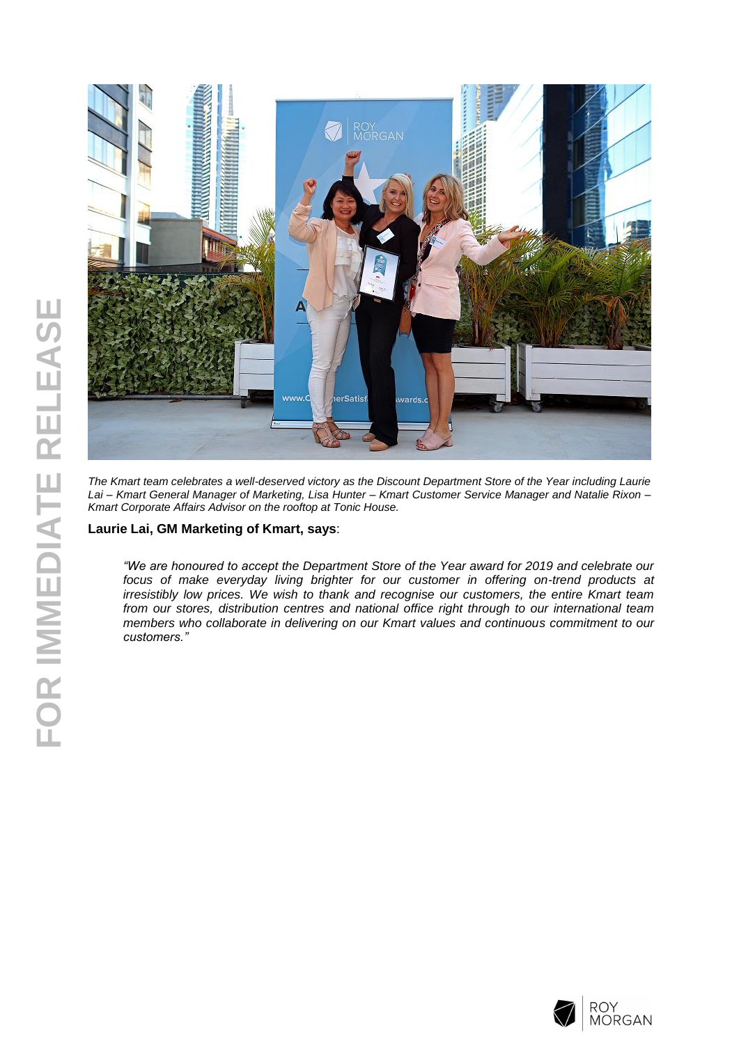*The Kmart team celebrates a well-deserved victory as the Discount Department Store of the Year including Laurie Lai – Kmart General Manager of Marketing, Lisa Hunter – Kmart Customer Service Manager and Natalie Rixon – Kmart Corporate Affairs Advisor on the rooftop at Tonic House.*

**Laurie Lai, GM Marketing of Kmart, says**:

> *"We are honoured to accept the Department Store of the Year award for 2019 and celebrate our focus of make everyday living brighter for our customer in offering on-trend products at irresistibly low prices. We wish to thank and recognise our customers, the entire Kmart team from our stores, distribution centres and national office right through to our international team members who collaborate in delivering on our Kmart values and continuous commitment to our customers."*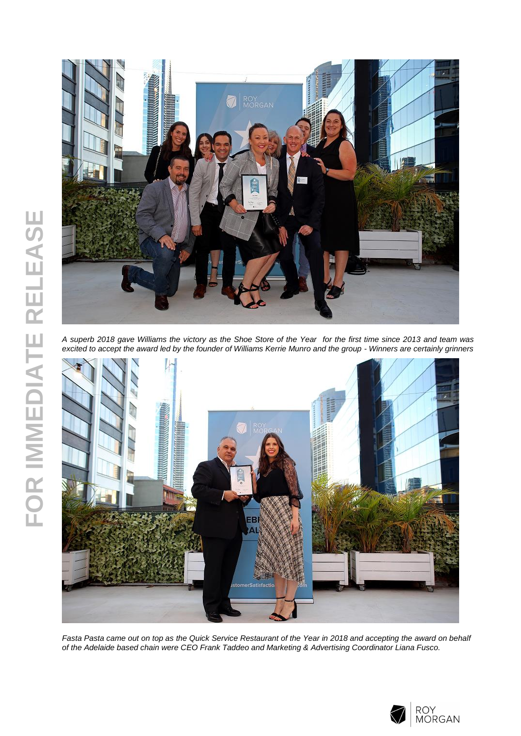*A superb 2018 gave Williams the victory as the Shoe Store of the Year for the first time since 2013 and team was excited to accept the award led by the founder of Williams Kerrie Munro and the group - Winners are certainly grinners*

*Fasta Pasta came out on top as the Quick Service Restaurant of the Year in 2018 and accepting the award on behalf of the Adelaide based chain were CEO Frank Taddeo and Marketing & Advertising Coordinator Liana Fusco.*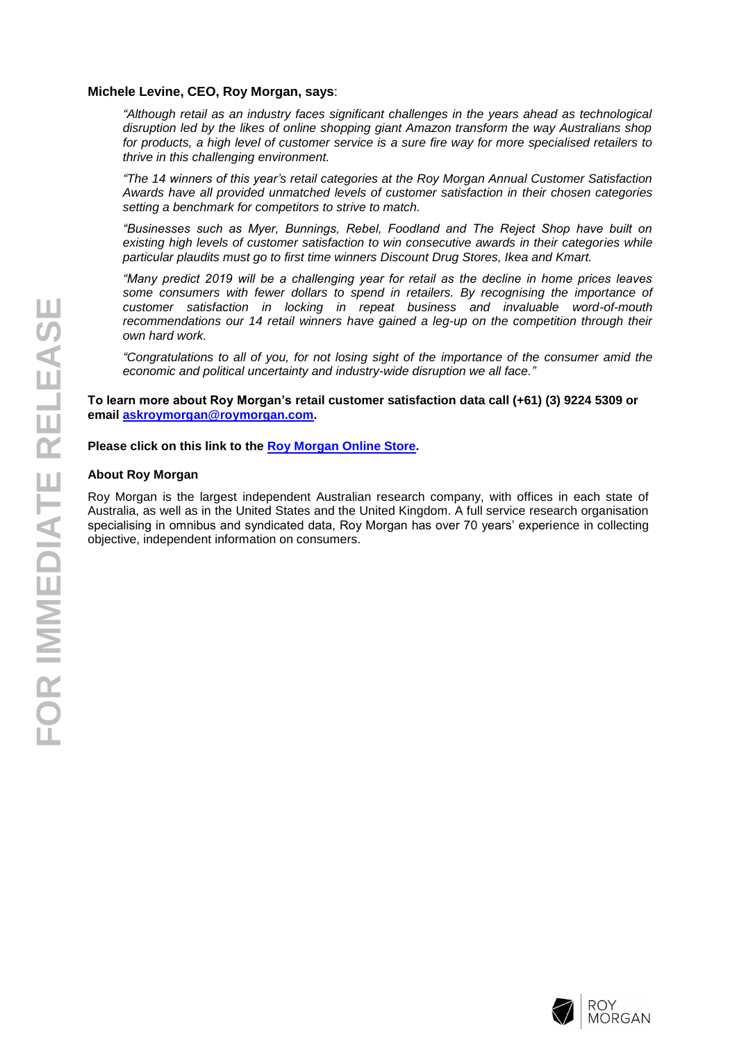**Michele Levine, CEO, Roy Morgan, says**:

*"Although retail as an industry faces significant challenges in the years ahead as technological disruption led by the likes of online shopping giant Amazon transform the way Australians shop for products, a high level of customer service is a sure fire way for more specialised retailers to thrive in this challenging environment.*

*"The 14 winners of this year's retail categories at the Roy Morgan Annual Customer Satisfaction Awards have all provided unmatched levels of customer satisfaction in their chosen categories setting a benchmark for competitors to strive to match.*

*"Businesses such as Myer, Bunnings, Rebel, Foodland and The Reject Shop have built on existing high levels of customer satisfaction to win consecutive awards in their categories while particular plaudits must go to first time winners Discount Drug Stores, Ikea and Kmart.*

*"Many predict 2019 will be a challenging year for retail as the decline in home prices leaves some consumers with fewer dollars to spend in retailers. By recognising the importance of customer satisfaction in locking in repeat business and invaluable word-of-mouth recommendations our 14 retail winners have gained a leg-up on the competition through their own hard work.*

*"Congratulations to all of you, for not losing sight of the importance of the consumer amid the economic and political uncertainty and industry-wide disruption we all face."*

**To learn more about Roy Morgan's retail customer satisfaction data call (+61) (3) 9224 5309 or email [askroymorgan@roymorgan.com](mailto:askroymorgan@roymorgan.com).**

**Please click on this link to the [Roy Morgan Online Store](#).**

**About Roy Morgan**

Roy Morgan is the largest independent Australian research company, with offices in each state of Australia, as well as in the United States and the United Kingdom. A full service research organisation specialising in omnibus and syndicated data, Roy Morgan has over 70 years' experience in collecting objective, independent information on consumers.